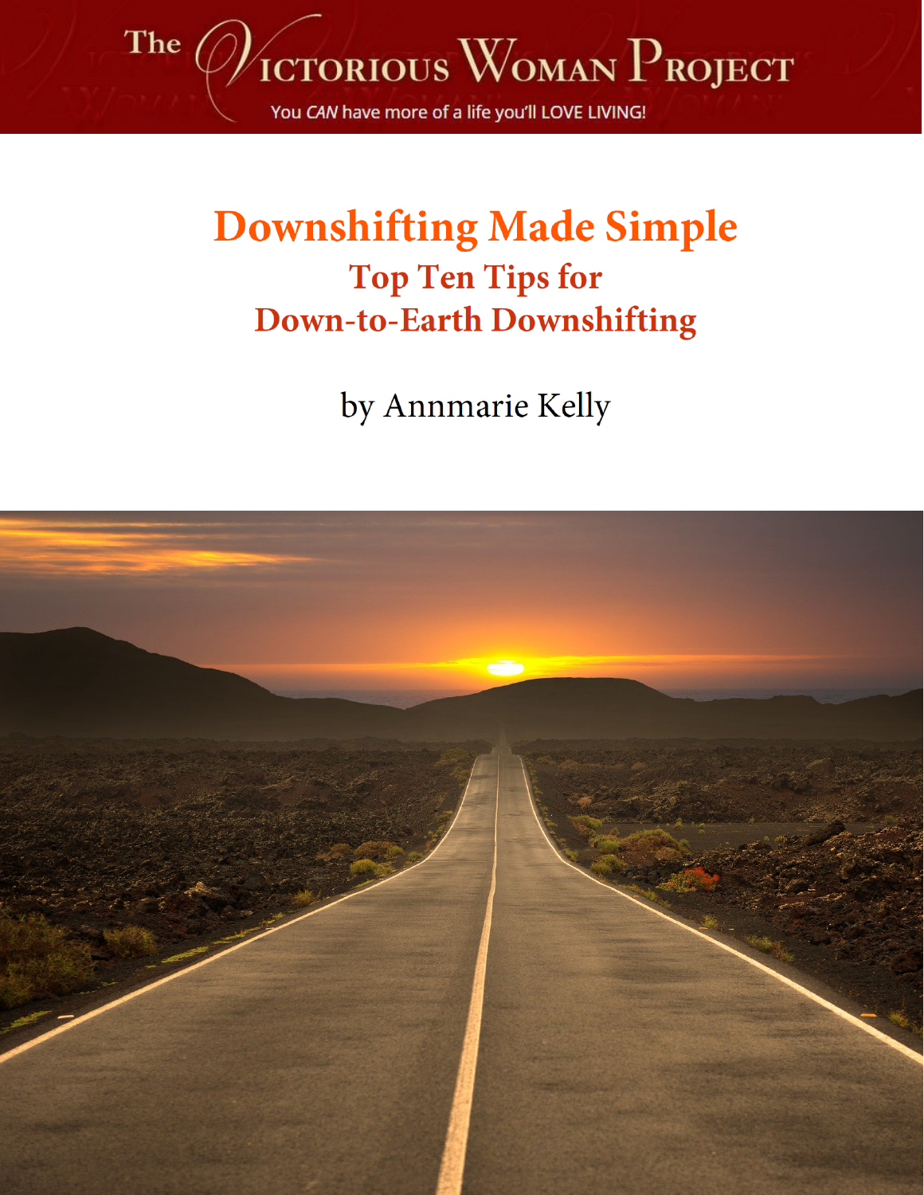The Victorious Woman Project

You *CAN* have more of a life you'll LOVE LIVING!

# Downshifting Made Simple

## Top Ten Tips for Down-to-Earth Downshifting

by Annmarie Kelly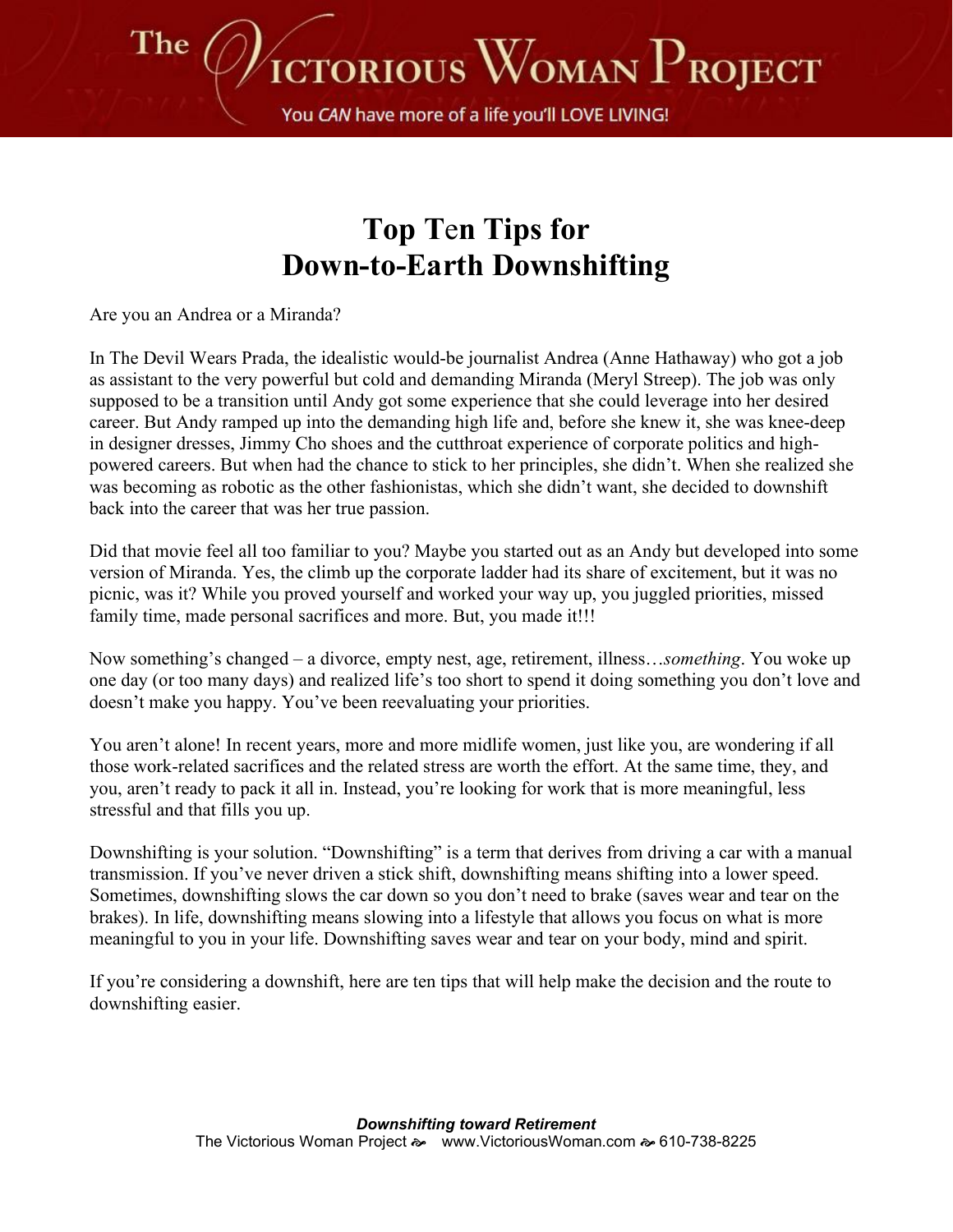# Top Ten Tips for Down-to-Earth Downshifting

Are you an Andrea or a Miranda?

In The Devil Wears Prada, the idealistic would-be journalist Andrea (Anne Hathaway) who got a job as assistant to the very powerful but cold and demanding Miranda (Meryl Streep). The job was only supposed to be a transition until Andy got some experience that she could leverage into her desired career. But Andy ramped up into the demanding high life and, before she knew it, she was knee-deep in designer dresses, Jimmy Cho shoes and the cutthroat experience of corporate politics and high-powered careers. But when had the chance to stick to her principles, she didn't. When she realized she was becoming as robotic as the other fashionistas, which she didn't want, she decided to downshift back into the career that was her true passion.

Did that movie feel all too familiar to you? Maybe you started out as an Andy but developed into some version of Miranda. Yes, the climb up the corporate ladder had its share of excitement, but it was no picnic, was it? While you proved yourself and worked your way up, you juggled priorities, missed family time, made personal sacrifices and more. But, you made it!!!

Now something's changed – a divorce, empty nest, age, retirement, illness…*something*. You woke up one day (or too many days) and realized life's too short to spend it doing something you don't love and doesn't make you happy. You've been reevaluating your priorities.

You aren't alone! In recent years, more and more midlife women, just like you, are wondering if all those work-related sacrifices and the related stress are worth the effort. At the same time, they, and you, aren't ready to pack it all in. Instead, you're looking for work that is more meaningful, less stressful and that fills you up.

Downshifting is your solution. "Downshifting" is a term that derives from driving a car with a manual transmission. If you've never driven a stick shift, downshifting means shifting into a lower speed. Sometimes, downshifting slows the car down so you don't need to brake (saves wear and tear on the brakes). In life, downshifting means slowing into a lifestyle that allows you focus on what is more meaningful to you in your life. Downshifting saves wear and tear on your body, mind and spirit.

If you're considering a downshift, here are ten tips that will help make the decision and the route to downshifting easier.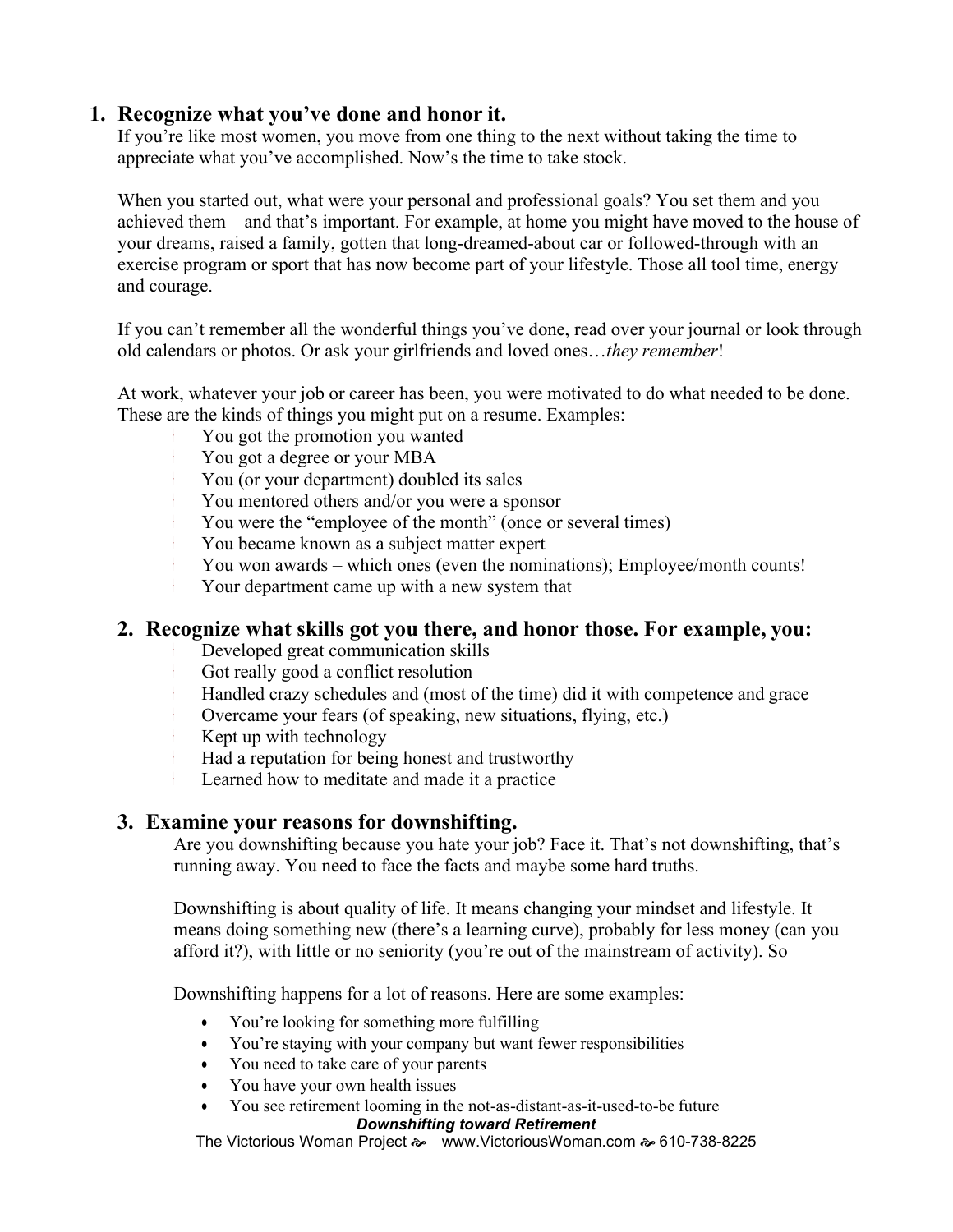## 1. Recognize what you've done and honor it.

If you're like most women, you move from one thing to the next without taking the time to appreciate what you've accomplished. Now's the time to take stock.

When you started out, what were your personal and professional goals? You set them and you achieved them – and that's important. For example, at home you might have moved to the house of your dreams, raised a family, gotten that long-dreamed-about car or followed-through with an exercise program or sport that has now become part of your lifestyle. Those all tool time, energy and courage.

If you can't remember all the wonderful things you've done, read over your journal or look through old calendars or photos. Or ask your girlfriends and loved ones…*they remember*!

At work, whatever your job or career has been, you were motivated to do what needed to be done. These are the kinds of things you might put on a resume. Examples:

- You got the promotion you wanted
- You got a degree or your MBA
- You (or your department) doubled its sales
- You mentored others and/or you were a sponsor
- You were the "employee of the month" (once or several times)
- You became known as a subject matter expert
- You won awards – which ones (even the nominations); Employee/month counts!
- Your department came up with a new system that

## 2. Recognize what skills got you there, and honor those. For example, you:

- Developed great communication skills
- Got really good a conflict resolution
- Handled crazy schedules and (most of the time) did it with competence and grace
- Overcame your fears (of speaking, new situations, flying, etc.)
- Kept up with technology
- Had a reputation for being honest and trustworthy
- Learned how to meditate and made it a practice

## 3. Examine your reasons for downshifting.

Are you downshifting because you hate your job? Face it. That's not downshifting, that's running away. You need to face the facts and maybe some hard truths.

Downshifting is about quality of life. It means changing your mindset and lifestyle. It means doing something new (there's a learning curve), probably for less money (can you afford it?), with little or no seniority (you're out of the mainstream of activity). So

Downshifting happens for a lot of reasons. Here are some examples:

- You're looking for something more fulfilling
- You're staying with your company but want fewer responsibilities
- You need to take care of your parents
- You have your own health issues
- You see retirement looming in the not-as-distant-as-it-used-to-be future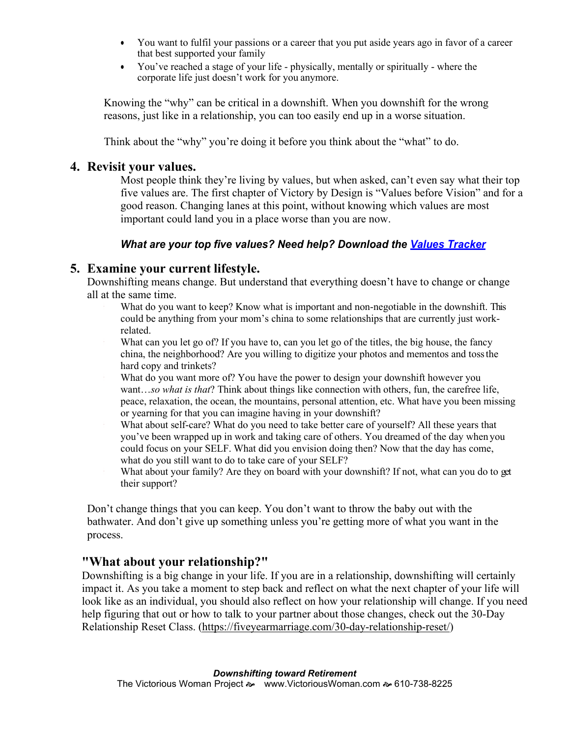- You want to fulfil your passions or a career that you put aside years ago in favor of a career that best supported your family
- You've reached a stage of your life - physically, mentally or spiritually - where the corporate life just doesn't work for you anymore.

Knowing the "why" can be critical in a downshift. When you downshift for the wrong reasons, just like in a relationship, you can too easily end up in a worse situation.

Think about the "why" you're doing it before you think about the "what" to do.

## 4. Revisit your values.

Most people think they're living by values, but when asked, can't even say what their top five values are. The first chapter of Victory by Design is "Values before Vision" and for a good reason. Changing lanes at this point, without knowing which values are most important could land you in a place worse than you are now.

***What are your top five values? Need help? Download the [Values Tracker](#)***

## 5. Examine your current lifestyle.

Downshifting means change. But understand that everything doesn't have to change or change all at the same time.

- What do you want to keep? Know what is important and non-negotiable in the downshift. This could be anything from your mom's china to some relationships that are currently just work-related.
- What can you let go of? If you have to, can you let go of the titles, the big house, the fancy china, the neighborhood? Are you willing to digitize your photos and mementos and toss the hard copy and trinkets?
- What do you want more of? You have the power to design your downshift however you want…*so what is that*? Think about things like connection with others, fun, the carefree life, peace, relaxation, the ocean, the mountains, personal attention, etc. What have you been missing or yearning for that you can imagine having in your downshift?
- What about self-care? What do you need to take better care of yourself? All these years that you've been wrapped up in work and taking care of others. You dreamed of the day when you could focus on your SELF. What did you envision doing then? Now that the day has come, what do you still want to do to take care of your SELF?
- What about your family? Are they on board with your downshift? If not, what can you do to get their support?

Don't change things that you can keep. You don't want to throw the baby out with the bathwater. And don't give up something unless you're getting more of what you want in the process.

## "What about your relationship?"

Downshifting is a big change in your life. If you are in a relationship, downshifting will certainly impact it. As you take a moment to step back and reflect on what the next chapter of your life will look like as an individual, you should also reflect on how your relationship will change. If you need help figuring that out or how to talk to your partner about those changes, check out the 30-Day Relationship Reset Class. (https://fiveyearmarriage.com/30-day-relationship-reset/)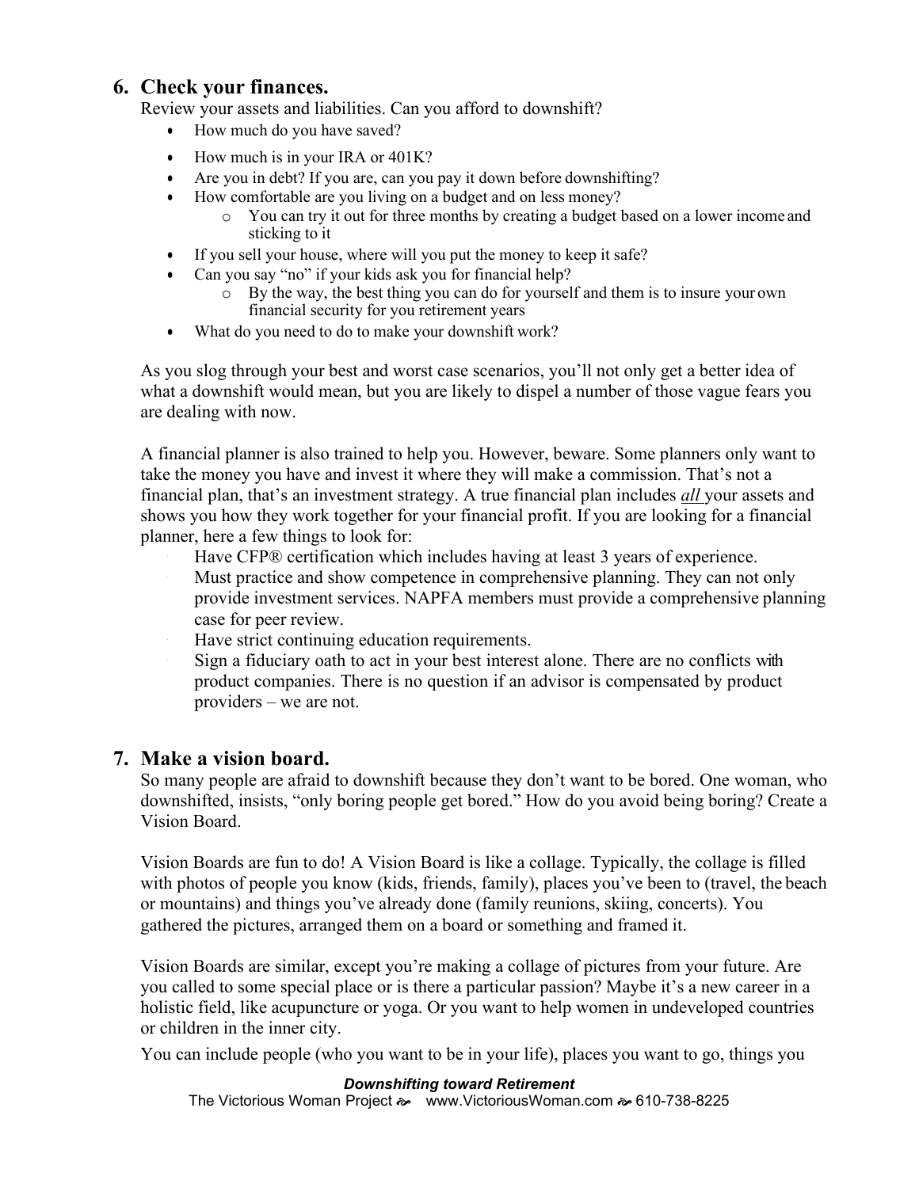## 6. Check your finances.

Review your assets and liabilities. Can you afford to downshift?

- How much do you have saved?
- How much is in your IRA or 401K?
- Are you in debt? If you are, can you pay it down before downshifting?
- How comfortable are you living on a budget and on less money?
    - You can try it out for three months by creating a budget based on a lower income and sticking to it
- If you sell your house, where will you put the money to keep it safe?
- Can you say "no" if your kids ask you for financial help?
    - By the way, the best thing you can do for yourself and them is to insure your own financial security for you retirement years
- What do you need to do to make your downshift work?

As you slog through your best and worst case scenarios, you'll not only get a better idea of what a downshift would mean, but you are likely to dispel a number of those vague fears you are dealing with now.

A financial planner is also trained to help you. However, beware. Some planners only want to take the money you have and invest it where they will make a commission. That's not a financial plan, that's an investment strategy. A true financial plan includes *all* your assets and shows you how they work together for your financial profit. If you are looking for a financial planner, here a few things to look for:

- Have CFP® certification which includes having at least 3 years of experience.
- Must practice and show competence in comprehensive planning. They can not only provide investment services. NAPFA members must provide a comprehensive planning case for peer review.
- Have strict continuing education requirements.
- Sign a fiduciary oath to act in your best interest alone. There are no conflicts with product companies. There is no question if an advisor is compensated by product providers – we are not.

## 7. Make a vision board.

So many people are afraid to downshift because they don't want to be bored. One woman, who downshifted, insists, "only boring people get bored." How do you avoid being boring? Create a Vision Board.

Vision Boards are fun to do! A Vision Board is like a collage. Typically, the collage is filled with photos of people you know (kids, friends, family), places you've been to (travel, the beach or mountains) and things you've already done (family reunions, skiing, concerts). You gathered the pictures, arranged them on a board or something and framed it.

Vision Boards are similar, except you're making a collage of pictures from your future. Are you called to some special place or is there a particular passion? Maybe it's a new career in a holistic field, like acupuncture or yoga. Or you want to help women in undeveloped countries or children in the inner city.

You can include people (who you want to be in your life), places you want to go, things you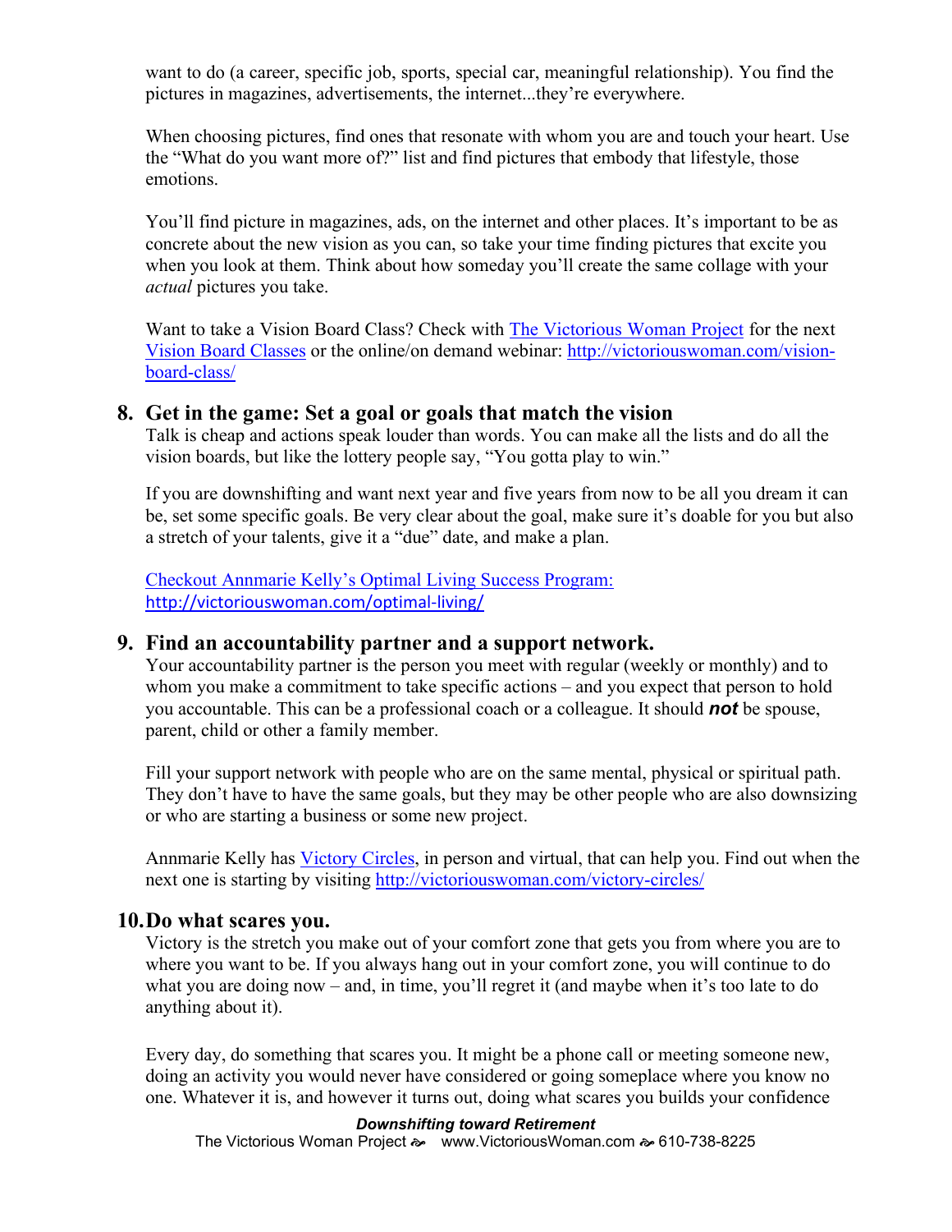want to do (a career, specific job, sports, special car, meaningful relationship). You find the pictures in magazines, advertisements, the internet...they're everywhere.

When choosing pictures, find ones that resonate with whom you are and touch your heart. Use the "What do you want more of?" list and find pictures that embody that lifestyle, those emotions.

You'll find picture in magazines, ads, on the internet and other places. It's important to be as concrete about the new vision as you can, so take your time finding pictures that excite you when you look at them. Think about how someday you'll create the same collage with your *actual* pictures you take.

Want to take a Vision Board Class? Check with [The Victorious Woman Project] for the next [Vision Board Classes] or the online/on demand webinar: http://victoriouswoman.com/vision-board-class/

## 8. Get in the game: Set a goal or goals that match the vision

Talk is cheap and actions speak louder than words. You can make all the lists and do all the vision boards, but like the lottery people say, "You gotta play to win."

If you are downshifting and want next year and five years from now to be all you dream it can be, set some specific goals. Be very clear about the goal, make sure it's doable for you but also a stretch of your talents, give it a "due" date, and make a plan.

Checkout Annmarie Kelly's Optimal Living Success Program: http://victoriouswoman.com/optimal-living/

## 9. Find an accountability partner and a support network.

Your accountability partner is the person you meet with regular (weekly or monthly) and to whom you make a commitment to take specific actions – and you expect that person to hold you accountable. This can be a professional coach or a colleague. It should ***not*** be spouse, parent, child or other a family member.

Fill your support network with people who are on the same mental, physical or spiritual path. They don't have to have the same goals, but they may be other people who are also downsizing or who are starting a business or some new project.

Annmarie Kelly has [Victory Circles], in person and virtual, that can help you. Find out when the next one is starting by visiting http://victoriouswoman.com/victory-circles/

## 10. Do what scares you.

Victory is the stretch you make out of your comfort zone that gets you from where you are to where you want to be. If you always hang out in your comfort zone, you will continue to do what you are doing now – and, in time, you'll regret it (and maybe when it's too late to do anything about it).

Every day, do something that scares you. It might be a phone call or meeting someone new, doing an activity you would never have considered or going someplace where you know no one. Whatever it is, and however it turns out, doing what scares you builds your confidence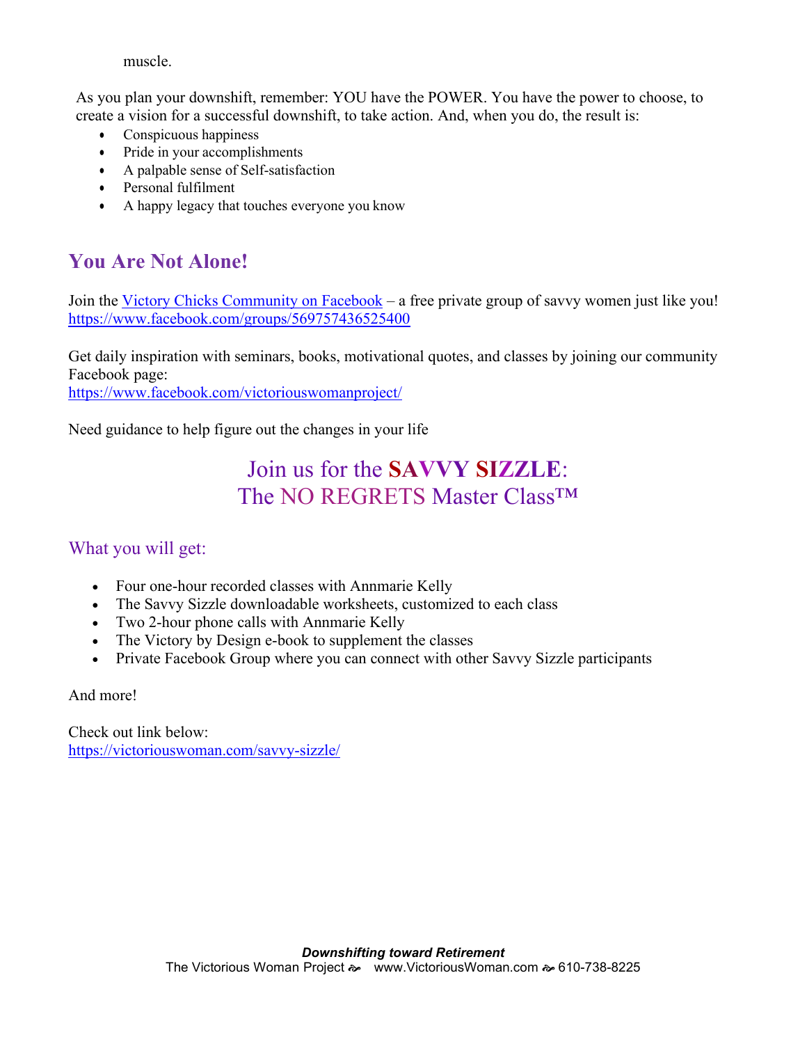muscle.

As you plan your downshift, remember: YOU have the POWER. You have the power to choose, to create a vision for a successful downshift, to take action. And, when you do, the result is:

- Conspicuous happiness
- Pride in your accomplishments
- A palpable sense of Self-satisfaction
- Personal fulfilment
- A happy legacy that touches everyone you know

## You Are Not Alone!

Join the [Victory Chicks Community on Facebook](https://www.facebook.com/groups/569757436525400) – a free private group of savvy women just like you!
https://www.facebook.com/groups/569757436525400

Get daily inspiration with seminars, books, motivational quotes, and classes by joining our community Facebook page:
https://www.facebook.com/victoriouswomanproject/

Need guidance to help figure out the changes in your life

## Join us for the **SAVVY SIZZLE**: The NO REGRETS Master Class™

### What you will get:

- Four one-hour recorded classes with Annmarie Kelly
- The Savvy Sizzle downloadable worksheets, customized to each class
- Two 2-hour phone calls with Annmarie Kelly
- The Victory by Design e-book to supplement the classes
- Private Facebook Group where you can connect with other Savvy Sizzle participants

And more!

Check out link below:
https://victoriouswoman.com/savvy-sizzle/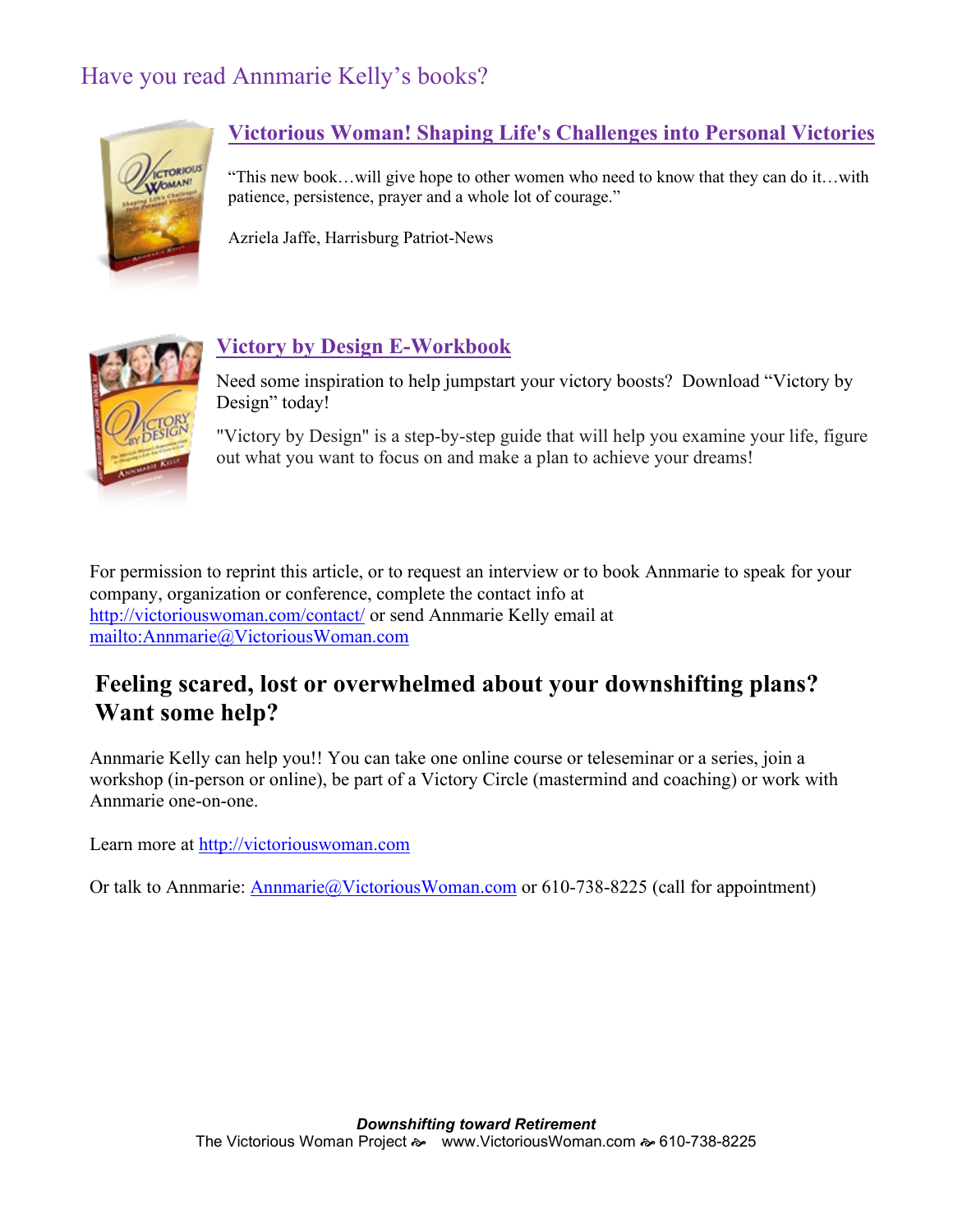## Have you read Annmarie Kelly's books?

### Victorious Woman! Shaping Life's Challenges into Personal Victories

"This new book…will give hope to other women who need to know that they can do it…with patience, persistence, prayer and a whole lot of courage."

Azriela Jaffe, Harrisburg Patriot-News

### Victory by Design E-Workbook

Need some inspiration to help jumpstart your victory boosts? Download "Victory by Design" today!

"Victory by Design" is a step-by-step guide that will help you examine your life, figure out what you want to focus on and make a plan to achieve your dreams!

For permission to reprint this article, or to request an interview or to book Annmarie to speak for your company, organization or conference, complete the contact info at http://victoriouswoman.com/contact/ or send Annmarie Kelly email at mailto:Annmarie@VictoriousWoman.com

## Feeling scared, lost or overwhelmed about your downshifting plans? Want some help?

Annmarie Kelly can help you!! You can take one online course or teleseminar or a series, join a workshop (in-person or online), be part of a Victory Circle (mastermind and coaching) or work with Annmarie one-on-one.

Learn more at http://victoriouswoman.com

Or talk to Annmarie: Annmarie@VictoriousWoman.com or 610-738-8225 (call for appointment)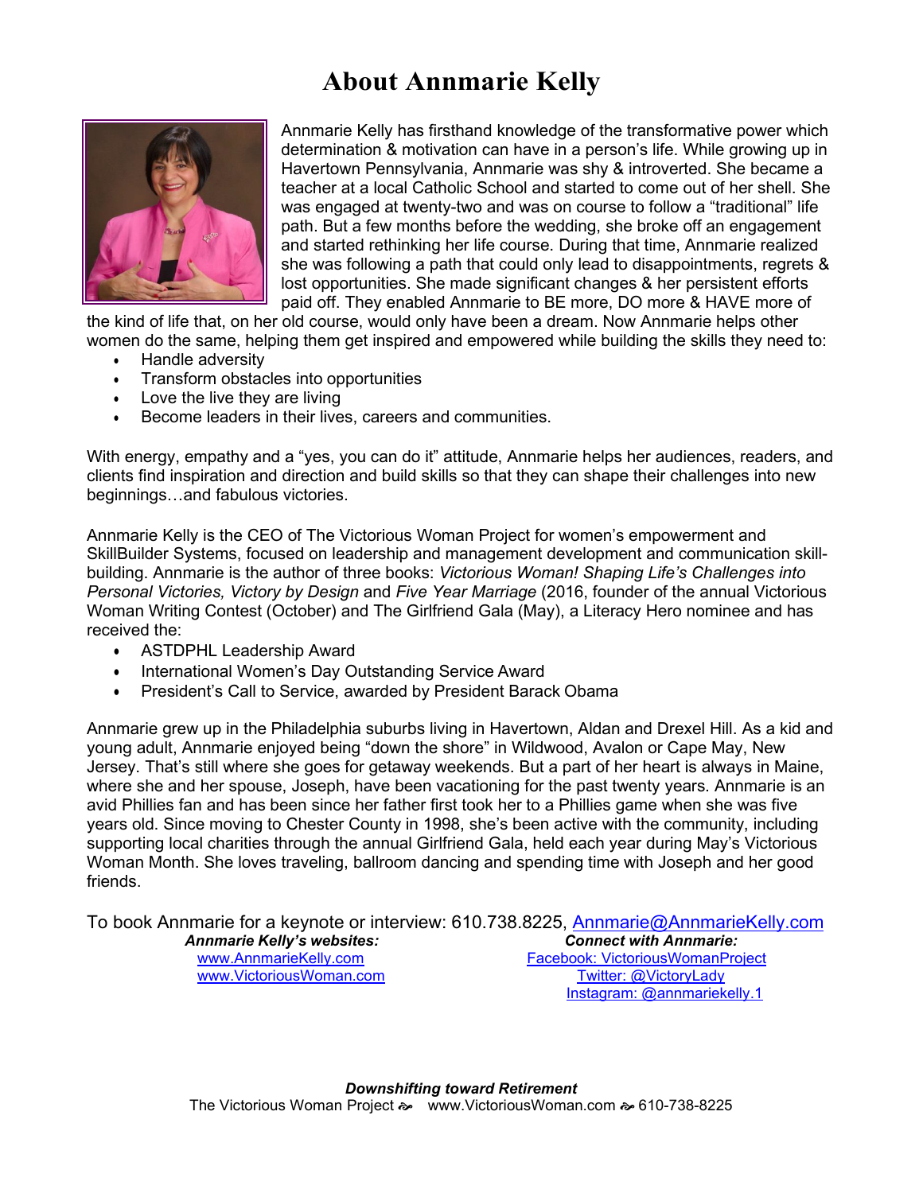# About Annmarie Kelly

Annmarie Kelly has firsthand knowledge of the transformative power which determination & motivation can have in a person's life. While growing up in Havertown Pennsylvania, Annmarie was shy & introverted. She became a teacher at a local Catholic School and started to come out of her shell. She was engaged at twenty-two and was on course to follow a "traditional" life path. But a few months before the wedding, she broke off an engagement and started rethinking her life course. During that time, Annmarie realized she was following a path that could only lead to disappointments, regrets & lost opportunities. She made significant changes & her persistent efforts paid off. They enabled Annmarie to BE more, DO more & HAVE more of the kind of life that, on her old course, would only have been a dream. Now Annmarie helps other women do the same, helping them get inspired and empowered while building the skills they need to:

- Handle adversity
- Transform obstacles into opportunities
- Love the live they are living
- Become leaders in their lives, careers and communities.

With energy, empathy and a "yes, you can do it" attitude, Annmarie helps her audiences, readers, and clients find inspiration and direction and build skills so that they can shape their challenges into new beginnings…and fabulous victories.

Annmarie Kelly is the CEO of The Victorious Woman Project for women's empowerment and SkillBuilder Systems, focused on leadership and management development and communication skill-building. Annmarie is the author of three books: *Victorious Woman! Shaping Life's Challenges into Personal Victories, Victory by Design* and *Five Year Marriage* (2016, founder of the annual Victorious Woman Writing Contest (October) and The Girlfriend Gala (May), a Literacy Hero nominee and has received the:

- ASTDPHL Leadership Award
- International Women's Day Outstanding Service Award
- President's Call to Service, awarded by President Barack Obama

Annmarie grew up in the Philadelphia suburbs living in Havertown, Aldan and Drexel Hill. As a kid and young adult, Annmarie enjoyed being "down the shore" in Wildwood, Avalon or Cape May, New Jersey. That's still where she goes for getaway weekends. But a part of her heart is always in Maine, where she and her spouse, Joseph, have been vacationing for the past twenty years. Annmarie is an avid Phillies fan and has been since her father first took her to a Phillies game when she was five years old. Since moving to Chester County in 1998, she's been active with the community, including supporting local charities through the annual Girlfriend Gala, held each year during May's Victorious Woman Month. She loves traveling, ballroom dancing and spending time with Joseph and her good friends.

To book Annmarie for a keynote or interview: 610.738.8225, Annmarie@AnnmarieKelly.com

***Annmarie Kelly's websites:***
www.AnnmarieKelly.com
www.VictoriousWoman.com

***Connect with Annmarie:***
Facebook: VictoriousWomanProject
Twitter: @VictoryLady
Instagram: @annmariekelly.1